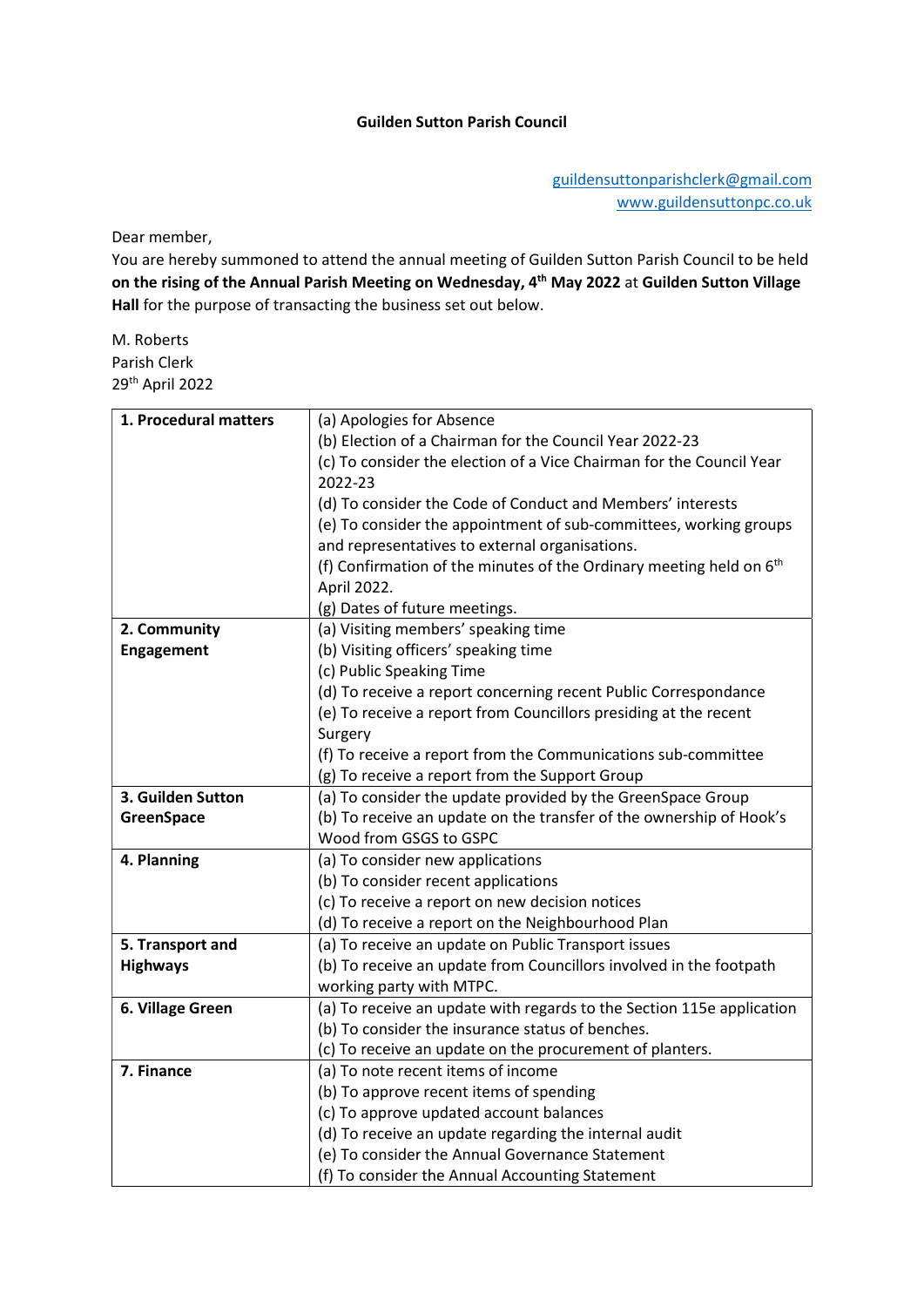# Guilden Sutton Parish Council

guildensuttonparishclerk@gmail.com
www.guildensuttonpc.co.uk

Dear member,
You are hereby summoned to attend the annual meeting of Guilden Sutton Parish Council to be held **on the rising of the Annual Parish Meeting on Wednesday, 4th May 2022** at **Guilden Sutton Village Hall** for the purpose of transacting the business set out below.

M. Roberts
Parish Clerk
29th April 2022

| | |
|---|---|
| **1. Procedural matters** | (a) Apologies for Absence<br>(b) Election of a Chairman for the Council Year 2022-23<br>(c) To consider the election of a Vice Chairman for the Council Year 2022-23<br>(d) To consider the Code of Conduct and Members' interests<br>(e) To consider the appointment of sub-committees, working groups and representatives to external organisations.<br>(f) Confirmation of the minutes of the Ordinary meeting held on 6th April 2022.<br>(g) Dates of future meetings. |
| **2. Community Engagement** | (a) Visiting members' speaking time<br>(b) Visiting officers' speaking time<br>(c) Public Speaking Time<br>(d) To receive a report concerning recent Public Correspondance<br>(e) To receive a report from Councillors presiding at the recent Surgery<br>(f) To receive a report from the Communications sub-committee<br>(g) To receive a report from the Support Group |
| **3. Guilden Sutton GreenSpace** | (a) To consider the update provided by the GreenSpace Group<br>(b) To receive an update on the transfer of the ownership of Hook's Wood from GSGS to GSPC |
| **4. Planning** | (a) To consider new applications<br>(b) To consider recent applications<br>(c) To receive a report on new decision notices<br>(d) To receive a report on the Neighbourhood Plan |
| **5. Transport and Highways** | (a) To receive an update on Public Transport issues<br>(b) To receive an update from Councillors involved in the footpath working party with MTPC. |
| **6. Village Green** | (a) To receive an update with regards to the Section 115e application<br>(b) To consider the insurance status of benches.<br>(c) To receive an update on the procurement of planters. |
| **7. Finance** | (a) To note recent items of income<br>(b) To approve recent items of spending<br>(c) To approve updated account balances<br>(d) To receive an update regarding the internal audit<br>(e) To consider the Annual Governance Statement<br>(f) To consider the Annual Accounting Statement |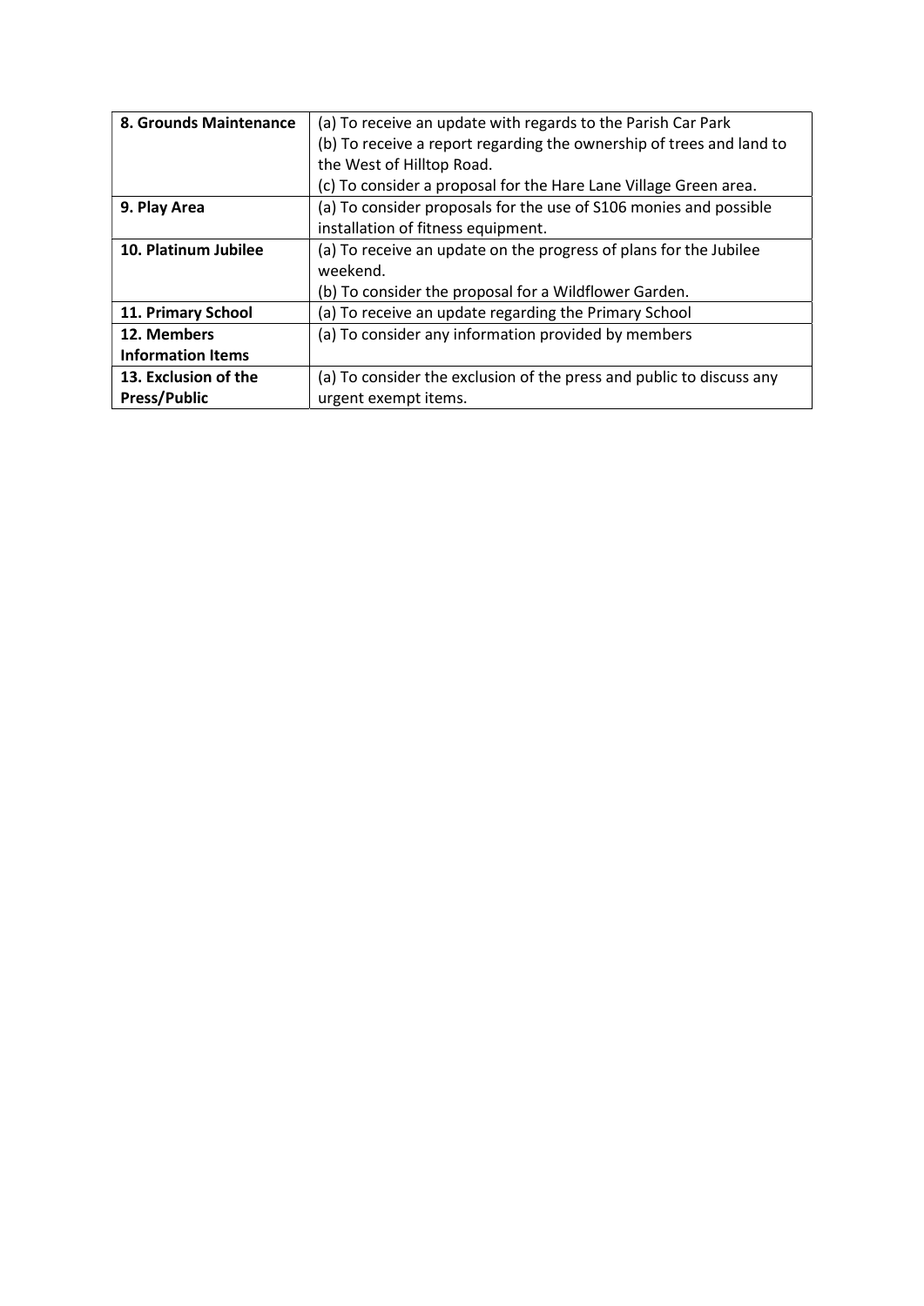| | |
|---|---|
| **8. Grounds Maintenance** | (a) To receive an update with regards to the Parish Car Park<br>(b) To receive a report regarding the ownership of trees and land to the West of Hilltop Road.<br>(c) To consider a proposal for the Hare Lane Village Green area. |
| **9. Play Area** | (a) To consider proposals for the use of S106 monies and possible installation of fitness equipment. |
| **10. Platinum Jubilee** | (a) To receive an update on the progress of plans for the Jubilee weekend.<br>(b) To consider the proposal for a Wildflower Garden. |
| **11. Primary School** | (a) To receive an update regarding the Primary School |
| **12. Members Information Items** | (a) To consider any information provided by members |
| **13. Exclusion of the Press/Public** | (a) To consider the exclusion of the press and public to discuss any urgent exempt items. |